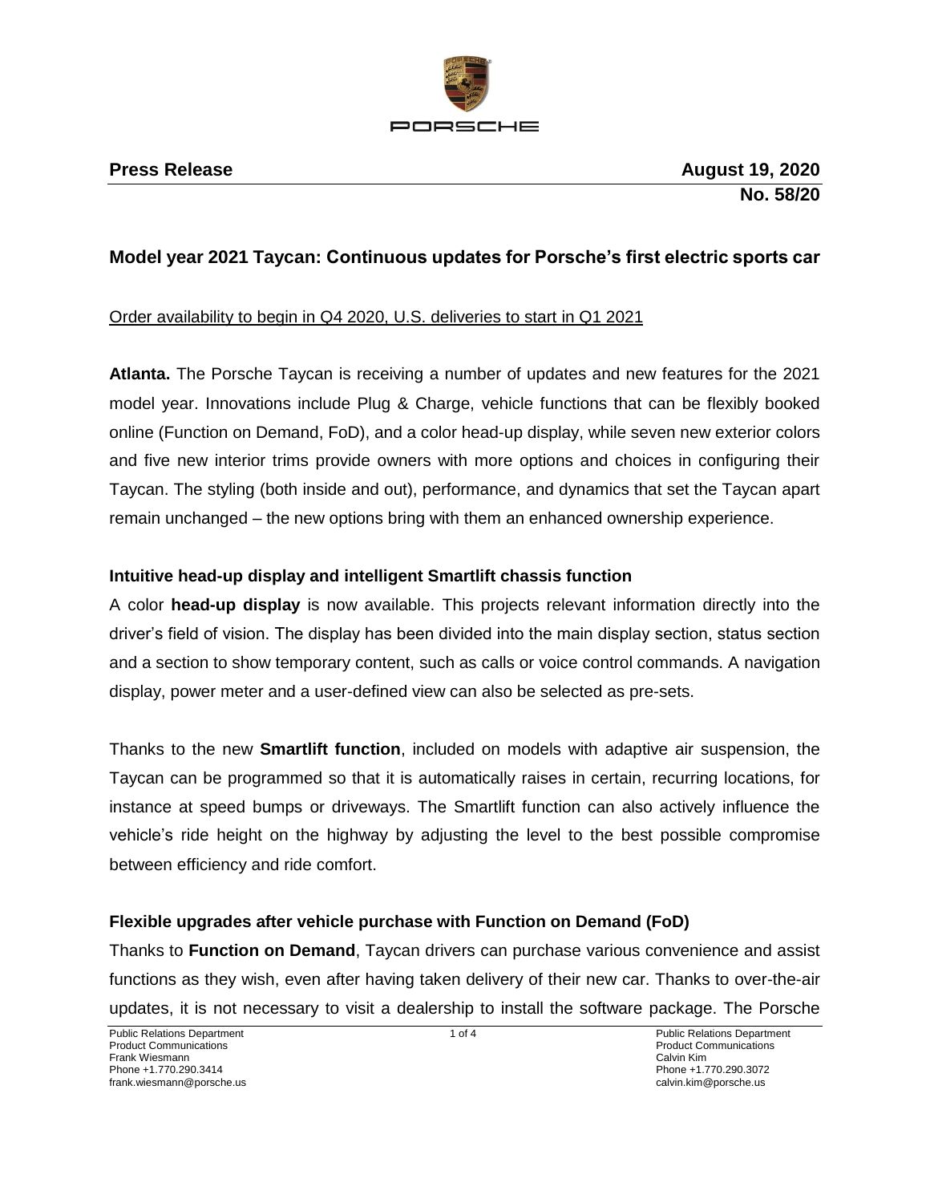PORSCHE

**Press Release** **August 19, 2020**

**No. 58/20**

## Model year 2021 Taycan: Continuous updates for Porsche's first electric sports car

Order availability to begin in Q4 2020, U.S. deliveries to start in Q1 2021

**Atlanta.** The Porsche Taycan is receiving a number of updates and new features for the 2021 model year. Innovations include Plug & Charge, vehicle functions that can be flexibly booked online (Function on Demand, FoD), and a color head-up display, while seven new exterior colors and five new interior trims provide owners with more options and choices in configuring their Taycan. The styling (both inside and out), performance, and dynamics that set the Taycan apart remain unchanged – the new options bring with them an enhanced ownership experience.

### Intuitive head-up display and intelligent Smartlift chassis function

A color **head-up display** is now available. This projects relevant information directly into the driver's field of vision. The display has been divided into the main display section, status section and a section to show temporary content, such as calls or voice control commands. A navigation display, power meter and a user-defined view can also be selected as pre-sets.

Thanks to the new **Smartlift function**, included on models with adaptive air suspension, the Taycan can be programmed so that it is automatically raises in certain, recurring locations, for instance at speed bumps or driveways. The Smartlift function can also actively influence the vehicle's ride height on the highway by adjusting the level to the best possible compromise between efficiency and ride comfort.

### Flexible upgrades after vehicle purchase with Function on Demand (FoD)

Thanks to **Function on Demand**, Taycan drivers can purchase various convenience and assist functions as they wish, even after having taken delivery of their new car. Thanks to over-the-air updates, it is not necessary to visit a dealership to install the software package. The Porsche

Public Relations Department
Product Communications
Frank Wiesmann
Phone +1.770.290.3414
frank.wiesmann@porsche.us

Public Relations Department
Product Communications
Calvin Kim
Phone +1.770.290.3072
calvin.kim@porsche.us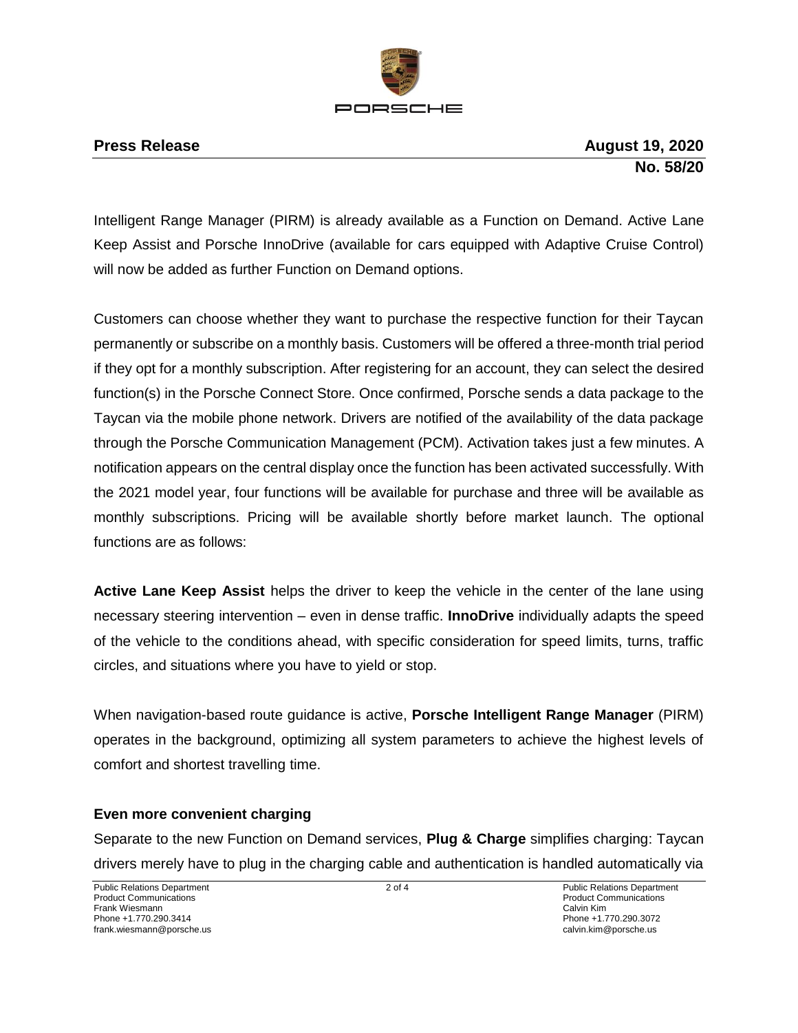Intelligent Range Manager (PIRM) is already available as a Function on Demand. Active Lane Keep Assist and Porsche InnoDrive (available for cars equipped with Adaptive Cruise Control) will now be added as further Function on Demand options.

Customers can choose whether they want to purchase the respective function for their Taycan permanently or subscribe on a monthly basis. Customers will be offered a three-month trial period if they opt for a monthly subscription. After registering for an account, they can select the desired function(s) in the Porsche Connect Store. Once confirmed, Porsche sends a data package to the Taycan via the mobile phone network. Drivers are notified of the availability of the data package through the Porsche Communication Management (PCM). Activation takes just a few minutes. A notification appears on the central display once the function has been activated successfully. With the 2021 model year, four functions will be available for purchase and three will be available as monthly subscriptions. Pricing will be available shortly before market launch. The optional functions are as follows:

**Active Lane Keep Assist** helps the driver to keep the vehicle in the center of the lane using necessary steering intervention – even in dense traffic. **InnoDrive** individually adapts the speed of the vehicle to the conditions ahead, with specific consideration for speed limits, turns, traffic circles, and situations where you have to yield or stop.

When navigation-based route guidance is active, **Porsche Intelligent Range Manager** (PIRM) operates in the background, optimizing all system parameters to achieve the highest levels of comfort and shortest travelling time.

**Even more convenient charging**

Separate to the new Function on Demand services, **Plug & Charge** simplifies charging: Taycan drivers merely have to plug in the charging cable and authentication is handled automatically via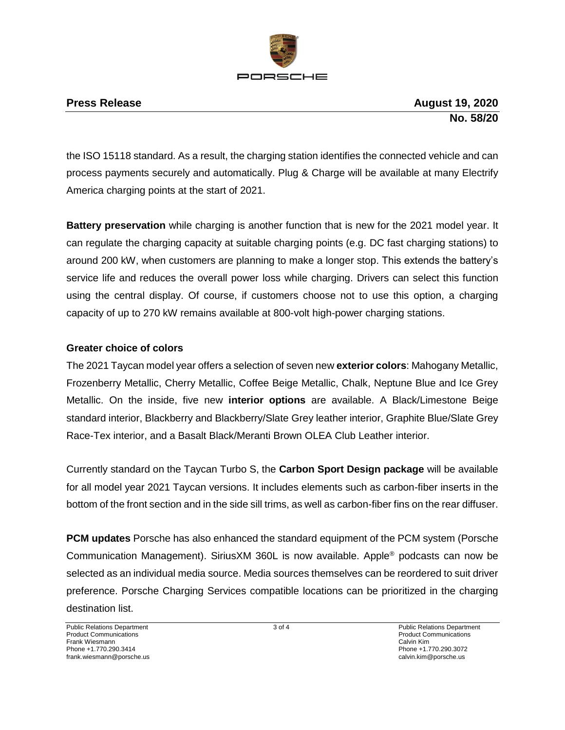the ISO 15118 standard. As a result, the charging station identifies the connected vehicle and can process payments securely and automatically. Plug & Charge will be available at many Electrify America charging points at the start of 2021.

**Battery preservation** while charging is another function that is new for the 2021 model year. It can regulate the charging capacity at suitable charging points (e.g. DC fast charging stations) to around 200 kW, when customers are planning to make a longer stop. This extends the battery's service life and reduces the overall power loss while charging. Drivers can select this function using the central display. Of course, if customers choose not to use this option, a charging capacity of up to 270 kW remains available at 800-volt high-power charging stations.

### Greater choice of colors

The 2021 Taycan model year offers a selection of seven new **exterior colors**: Mahogany Metallic, Frozenberry Metallic, Cherry Metallic, Coffee Beige Metallic, Chalk, Neptune Blue and Ice Grey Metallic. On the inside, five new **interior options** are available. A Black/Limestone Beige standard interior, Blackberry and Blackberry/Slate Grey leather interior, Graphite Blue/Slate Grey Race-Tex interior, and a Basalt Black/Meranti Brown OLEA Club Leather interior.

Currently standard on the Taycan Turbo S, the **Carbon Sport Design package** will be available for all model year 2021 Taycan versions. It includes elements such as carbon-fiber inserts in the bottom of the front section and in the side sill trims, as well as carbon-fiber fins on the rear diffuser.

**PCM updates** Porsche has also enhanced the standard equipment of the PCM system (Porsche Communication Management). SiriusXM 360L is now available. Apple® podcasts can now be selected as an individual media source. Media sources themselves can be reordered to suit driver preference. Porsche Charging Services compatible locations can be prioritized in the charging destination list.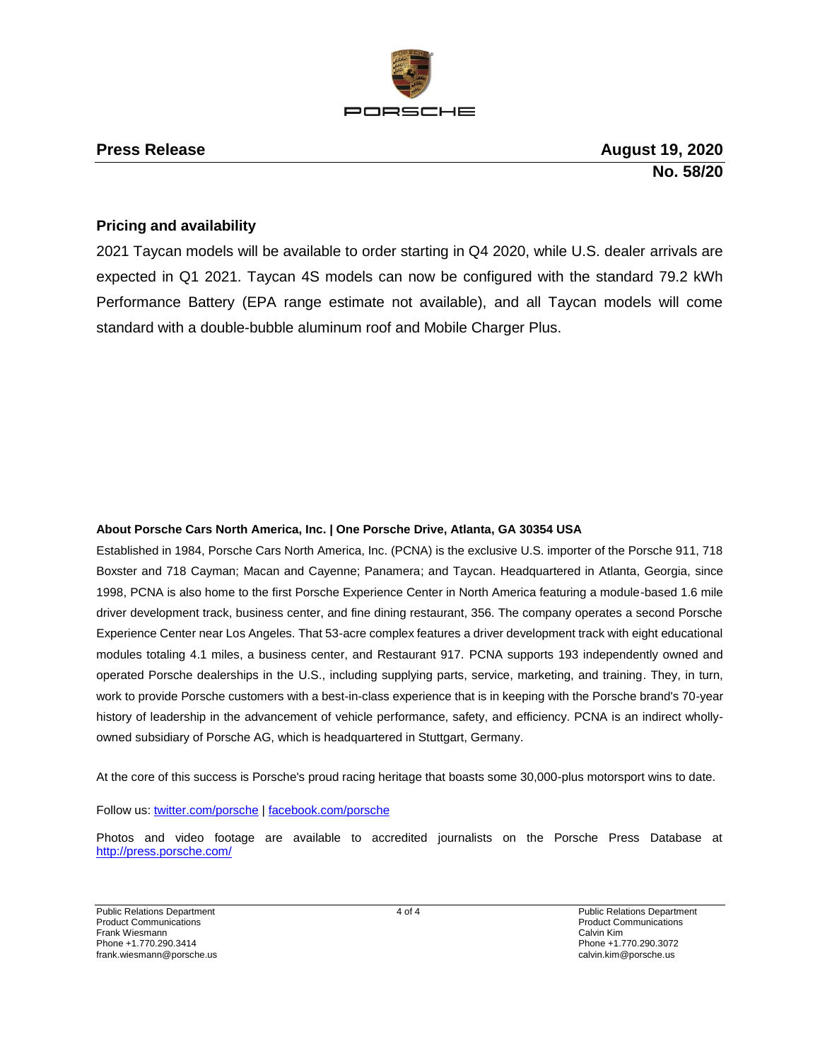**Press Release** **August 19, 2020**
**No. 58/20**

### Pricing and availability

2021 Taycan models will be available to order starting in Q4 2020, while U.S. dealer arrivals are expected in Q1 2021. Taycan 4S models can now be configured with the standard 79.2 kWh Performance Battery (EPA range estimate not available), and all Taycan models will come standard with a double-bubble aluminum roof and Mobile Charger Plus.

**About Porsche Cars North America, Inc. | One Porsche Drive, Atlanta, GA 30354 USA**

Established in 1984, Porsche Cars North America, Inc. (PCNA) is the exclusive U.S. importer of the Porsche 911, 718 Boxster and 718 Cayman; Macan and Cayenne; Panamera; and Taycan. Headquartered in Atlanta, Georgia, since 1998, PCNA is also home to the first Porsche Experience Center in North America featuring a module-based 1.6 mile driver development track, business center, and fine dining restaurant, 356. The company operates a second Porsche Experience Center near Los Angeles. That 53-acre complex features a driver development track with eight educational modules totaling 4.1 miles, a business center, and Restaurant 917. PCNA supports 193 independently owned and operated Porsche dealerships in the U.S., including supplying parts, service, marketing, and training. They, in turn, work to provide Porsche customers with a best-in-class experience that is in keeping with the Porsche brand's 70-year history of leadership in the advancement of vehicle performance, safety, and efficiency. PCNA is an indirect wholly-owned subsidiary of Porsche AG, which is headquartered in Stuttgart, Germany.

At the core of this success is Porsche's proud racing heritage that boasts some 30,000-plus motorsport wins to date.

Follow us: twitter.com/porsche | facebook.com/porsche

Photos and video footage are available to accredited journalists on the Porsche Press Database at http://press.porsche.com/

Public Relations Department
Product Communications
Frank Wiesmann
Phone +1.770.290.3414
frank.wiesmann@porsche.us

Public Relations Department
Product Communications
Calvin Kim
Phone +1.770.290.3072
calvin.kim@porsche.us